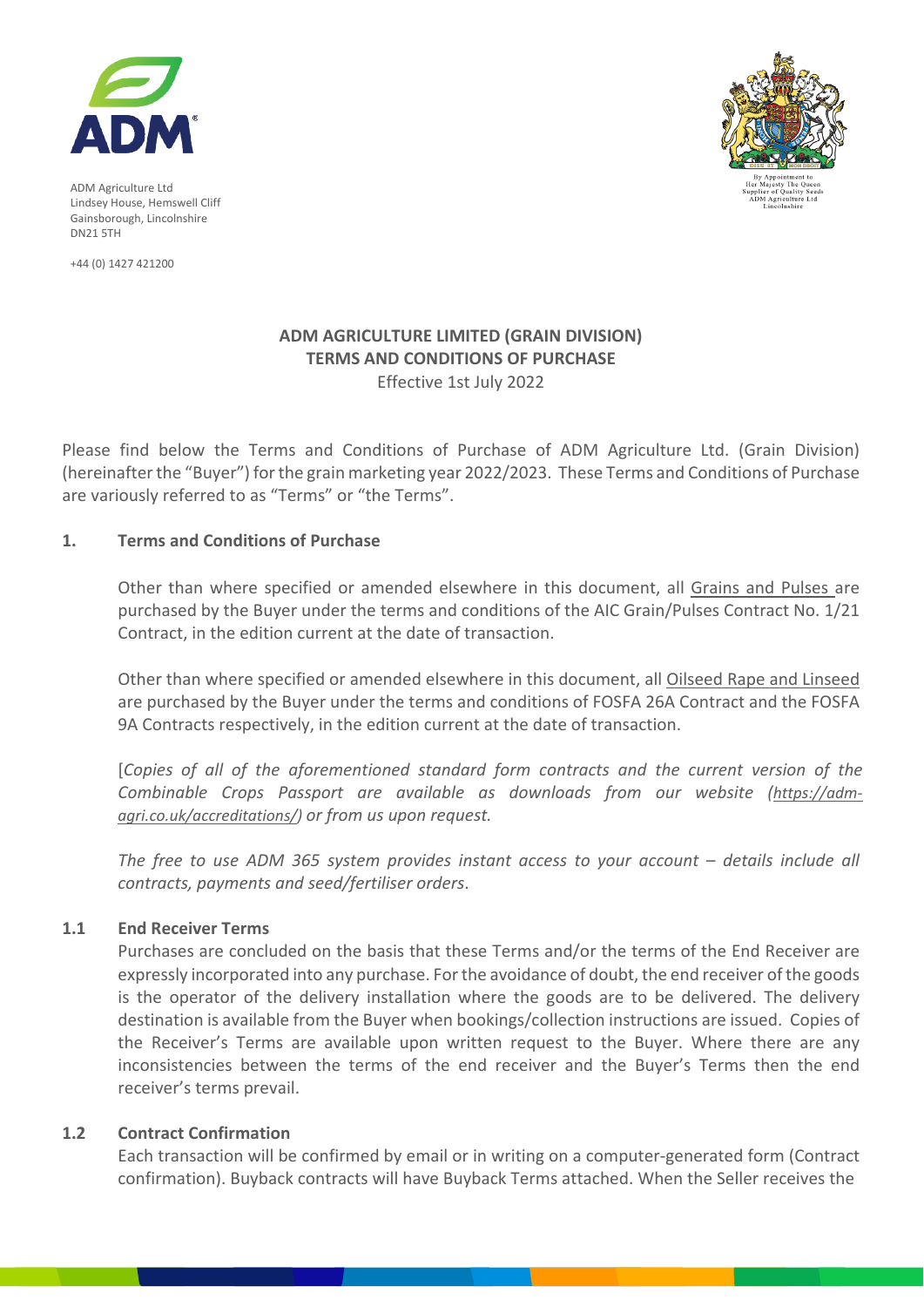ADM Agriculture Ltd
Lindsey House, Hemswell Cliff
Gainsborough, Lincolnshire
DN21 5TH

+44 (0) 1427 421200

By Appointment to
Her Majesty The Queen
Supplier of Quality Seeds
ADM Agriculture Ltd
Lincolnshire

# ADM AGRICULTURE LIMITED (GRAIN DIVISION)
# TERMS AND CONDITIONS OF PURCHASE

Effective 1st July 2022

Please find below the Terms and Conditions of Purchase of ADM Agriculture Ltd. (Grain Division) (hereinafter the "Buyer") for the grain marketing year 2022/2023. These Terms and Conditions of Purchase are variously referred to as "Terms" or "the Terms".

## 1. Terms and Conditions of Purchase

Other than where specified or amended elsewhere in this document, all Grains and Pulses are purchased by the Buyer under the terms and conditions of the AIC Grain/Pulses Contract No. 1/21 Contract, in the edition current at the date of transaction.

Other than where specified or amended elsewhere in this document, all Oilseed Rape and Linseed are purchased by the Buyer under the terms and conditions of FOSFA 26A Contract and the FOSFA 9A Contracts respectively, in the edition current at the date of transaction.

[*Copies of all of the aforementioned standard form contracts and the current version of the Combinable Crops Passport are available as downloads from our website (https://adm-agri.co.uk/accreditations/) or from us upon request.*

*The free to use ADM 365 system provides instant access to your account – details include all contracts, payments and seed/fertiliser orders*.

### 1.1 End Receiver Terms

Purchases are concluded on the basis that these Terms and/or the terms of the End Receiver are expressly incorporated into any purchase. For the avoidance of doubt, the end receiver of the goods is the operator of the delivery installation where the goods are to be delivered. The delivery destination is available from the Buyer when bookings/collection instructions are issued. Copies of the Receiver's Terms are available upon written request to the Buyer. Where there are any inconsistencies between the terms of the end receiver and the Buyer's Terms then the end receiver's terms prevail.

### 1.2 Contract Confirmation

Each transaction will be confirmed by email or in writing on a computer-generated form (Contract confirmation). Buyback contracts will have Buyback Terms attached. When the Seller receives the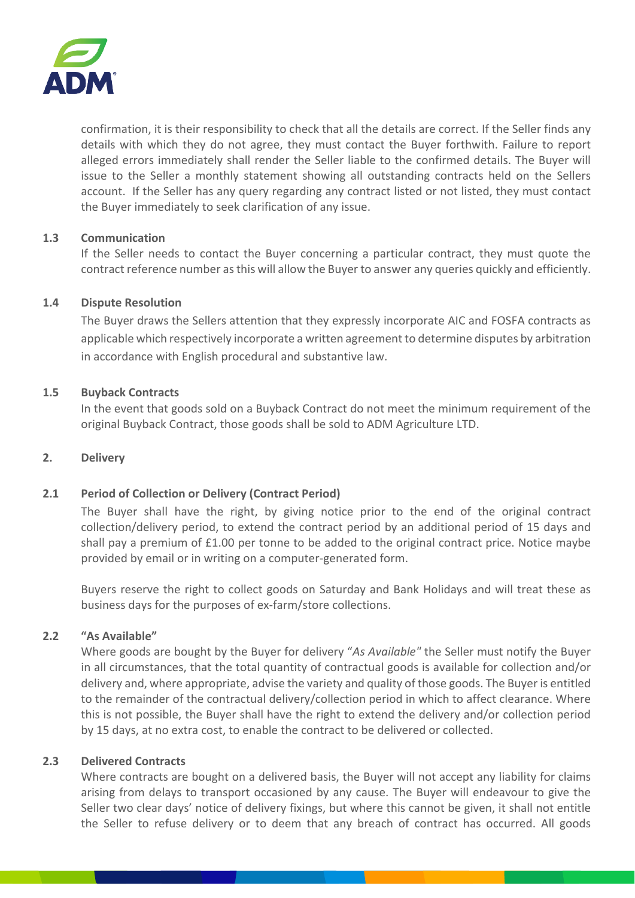confirmation, it is their responsibility to check that all the details are correct. If the Seller finds any details with which they do not agree, they must contact the Buyer forthwith. Failure to report alleged errors immediately shall render the Seller liable to the confirmed details. The Buyer will issue to the Seller a monthly statement showing all outstanding contracts held on the Sellers account. If the Seller has any query regarding any contract listed or not listed, they must contact the Buyer immediately to seek clarification of any issue.

### 1.3 Communication

If the Seller needs to contact the Buyer concerning a particular contract, they must quote the contract reference number as this will allow the Buyer to answer any queries quickly and efficiently.

### 1.4 Dispute Resolution

The Buyer draws the Sellers attention that they expressly incorporate AIC and FOSFA contracts as applicable which respectively incorporate a written agreement to determine disputes by arbitration in accordance with English procedural and substantive law.

### 1.5 Buyback Contracts

In the event that goods sold on a Buyback Contract do not meet the minimum requirement of the original Buyback Contract, those goods shall be sold to ADM Agriculture LTD.

## 2. Delivery

### 2.1 Period of Collection or Delivery (Contract Period)

The Buyer shall have the right, by giving notice prior to the end of the original contract collection/delivery period, to extend the contract period by an additional period of 15 days and shall pay a premium of £1.00 per tonne to be added to the original contract price. Notice maybe provided by email or in writing on a computer-generated form.

Buyers reserve the right to collect goods on Saturday and Bank Holidays and will treat these as business days for the purposes of ex-farm/store collections.

### 2.2 "As Available"

Where goods are bought by the Buyer for delivery "*As Available*" the Seller must notify the Buyer in all circumstances, that the total quantity of contractual goods is available for collection and/or delivery and, where appropriate, advise the variety and quality of those goods. The Buyer is entitled to the remainder of the contractual delivery/collection period in which to affect clearance. Where this is not possible, the Buyer shall have the right to extend the delivery and/or collection period by 15 days, at no extra cost, to enable the contract to be delivered or collected.

### 2.3 Delivered Contracts

Where contracts are bought on a delivered basis, the Buyer will not accept any liability for claims arising from delays to transport occasioned by any cause. The Buyer will endeavour to give the Seller two clear days' notice of delivery fixings, but where this cannot be given, it shall not entitle the Seller to refuse delivery or to deem that any breach of contract has occurred. All goods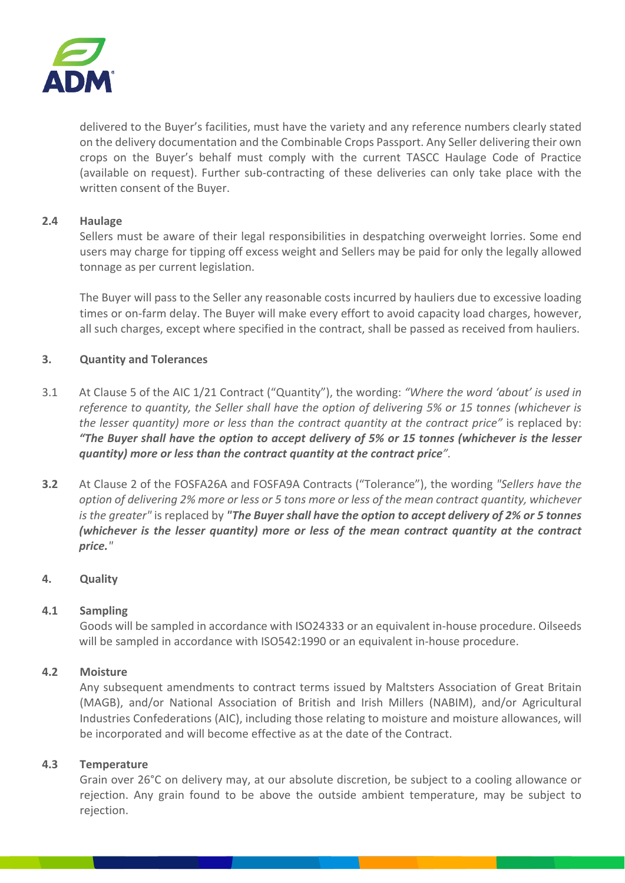delivered to the Buyer's facilities, must have the variety and any reference numbers clearly stated on the delivery documentation and the Combinable Crops Passport. Any Seller delivering their own crops on the Buyer's behalf must comply with the current TASCC Haulage Code of Practice (available on request). Further sub-contracting of these deliveries can only take place with the written consent of the Buyer.

**2.4 Haulage**

Sellers must be aware of their legal responsibilities in despatching overweight lorries. Some end users may charge for tipping off excess weight and Sellers may be paid for only the legally allowed tonnage as per current legislation.

The Buyer will pass to the Seller any reasonable costs incurred by hauliers due to excessive loading times or on-farm delay. The Buyer will make every effort to avoid capacity load charges, however, all such charges, except where specified in the contract, shall be passed as received from hauliers.

## 3. Quantity and Tolerances

3.1 At Clause 5 of the AIC 1/21 Contract ("Quantity"), the wording: *"Where the word 'about' is used in reference to quantity, the Seller shall have the option of delivering 5% or 15 tonnes (whichever is the lesser quantity) more or less than the contract quantity at the contract price"* is replaced by: ***"The Buyer shall have the option to accept delivery of 5% or 15 tonnes (whichever is the lesser quantity) more or less than the contract quantity at the contract price"***.

**3.2** At Clause 2 of the FOSFA26A and FOSFA9A Contracts ("Tolerance"), the wording *"Sellers have the option of delivering 2% more or less or 5 tons more or less of the mean contract quantity, whichever is the greater"* is replaced by ***"The Buyer shall have the option to accept delivery of 2% or 5 tonnes (whichever is the lesser quantity) more or less of the mean contract quantity at the contract price."***

## 4. Quality

**4.1 Sampling**

Goods will be sampled in accordance with ISO24333 or an equivalent in-house procedure. Oilseeds will be sampled in accordance with ISO542:1990 or an equivalent in-house procedure.

**4.2 Moisture**

Any subsequent amendments to contract terms issued by Maltsters Association of Great Britain (MAGB), and/or National Association of British and Irish Millers (NABIM), and/or Agricultural Industries Confederations (AIC), including those relating to moisture and moisture allowances, will be incorporated and will become effective as at the date of the Contract.

**4.3 Temperature**

Grain over 26°C on delivery may, at our absolute discretion, be subject to a cooling allowance or rejection. Any grain found to be above the outside ambient temperature, may be subject to rejection.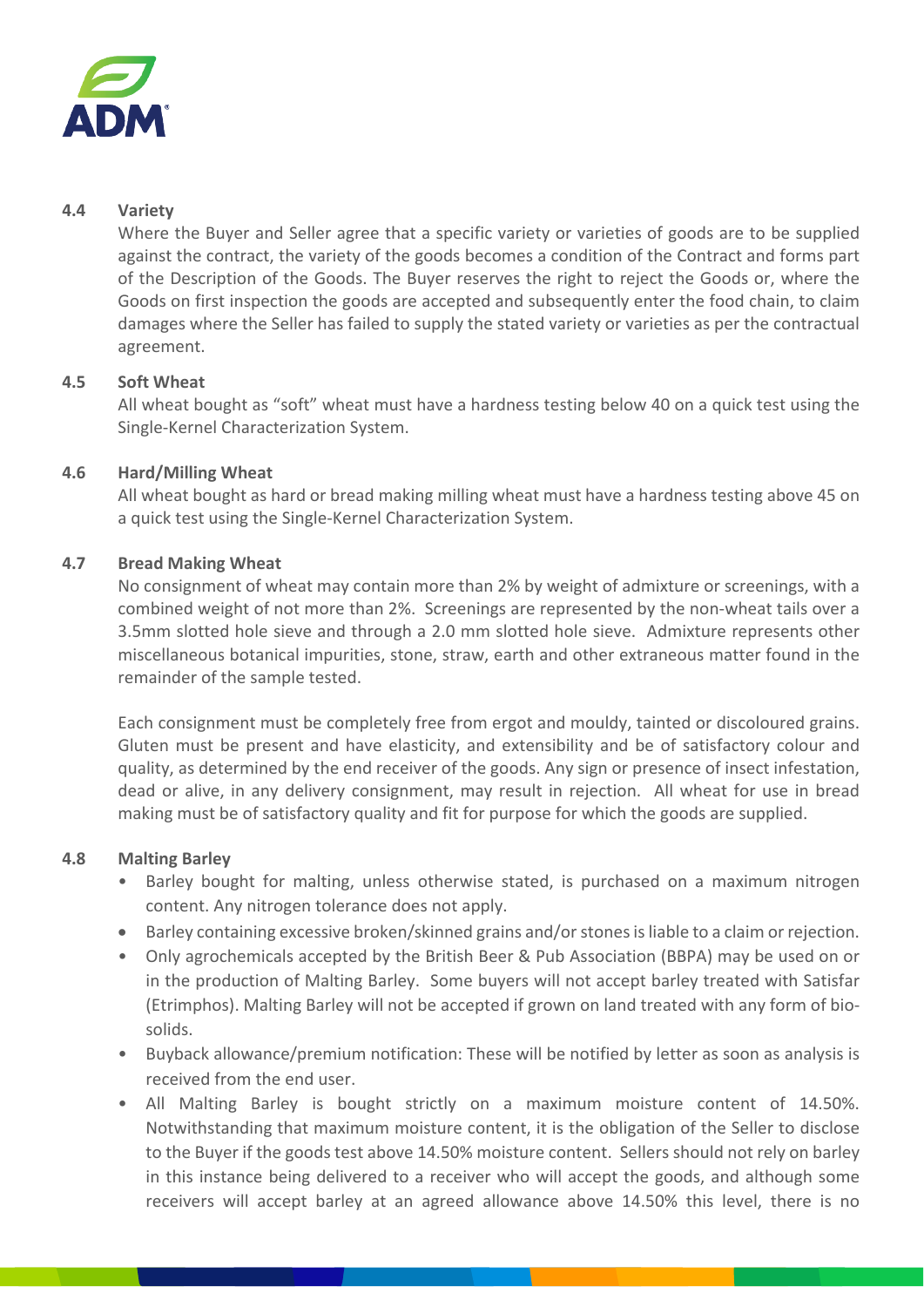### 4.4 Variety

Where the Buyer and Seller agree that a specific variety or varieties of goods are to be supplied against the contract, the variety of the goods becomes a condition of the Contract and forms part of the Description of the Goods. The Buyer reserves the right to reject the Goods or, where the Goods on first inspection the goods are accepted and subsequently enter the food chain, to claim damages where the Seller has failed to supply the stated variety or varieties as per the contractual agreement.

### 4.5 Soft Wheat

All wheat bought as "soft" wheat must have a hardness testing below 40 on a quick test using the Single-Kernel Characterization System.

### 4.6 Hard/Milling Wheat

All wheat bought as hard or bread making milling wheat must have a hardness testing above 45 on a quick test using the Single-Kernel Characterization System.

### 4.7 Bread Making Wheat

No consignment of wheat may contain more than 2% by weight of admixture or screenings, with a combined weight of not more than 2%. Screenings are represented by the non-wheat tails over a 3.5mm slotted hole sieve and through a 2.0 mm slotted hole sieve. Admixture represents other miscellaneous botanical impurities, stone, straw, earth and other extraneous matter found in the remainder of the sample tested.

Each consignment must be completely free from ergot and mouldy, tainted or discoloured grains. Gluten must be present and have elasticity, and extensibility and be of satisfactory colour and quality, as determined by the end receiver of the goods. Any sign or presence of insect infestation, dead or alive, in any delivery consignment, may result in rejection. All wheat for use in bread making must be of satisfactory quality and fit for purpose for which the goods are supplied.

### 4.8 Malting Barley

- Barley bought for malting, unless otherwise stated, is purchased on a maximum nitrogen content. Any nitrogen tolerance does not apply.
- Barley containing excessive broken/skinned grains and/or stones is liable to a claim or rejection.
- Only agrochemicals accepted by the British Beer & Pub Association (BBPA) may be used on or in the production of Malting Barley. Some buyers will not accept barley treated with Satisfar (Etrimphos). Malting Barley will not be accepted if grown on land treated with any form of bio-solids.
- Buyback allowance/premium notification: These will be notified by letter as soon as analysis is received from the end user.
- All Malting Barley is bought strictly on a maximum moisture content of 14.50%. Notwithstanding that maximum moisture content, it is the obligation of the Seller to disclose to the Buyer if the goods test above 14.50% moisture content. Sellers should not rely on barley in this instance being delivered to a receiver who will accept the goods, and although some receivers will accept barley at an agreed allowance above 14.50% this level, there is no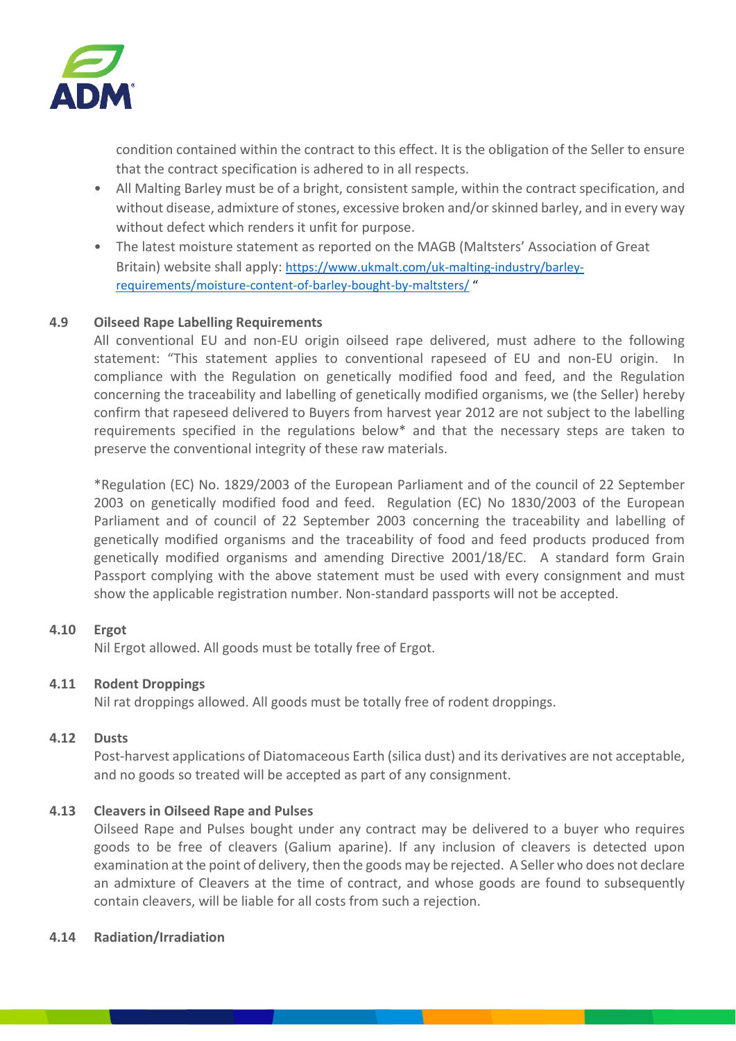condition contained within the contract to this effect. It is the obligation of the Seller to ensure that the contract specification is adhered to in all respects.

- All Malting Barley must be of a bright, consistent sample, within the contract specification, and without disease, admixture of stones, excessive broken and/or skinned barley, and in every way without defect which renders it unfit for purpose.
- The latest moisture statement as reported on the MAGB (Maltsters' Association of Great Britain) website shall apply: [https://www.ukmalt.com/uk-malting-industry/barley-requirements/moisture-content-of-barley-bought-by-maltsters/](https://www.ukmalt.com/uk-malting-industry/barley-requirements/moisture-content-of-barley-bought-by-maltsters/) "

**4.9 Oilseed Rape Labelling Requirements**

All conventional EU and non-EU origin oilseed rape delivered, must adhere to the following statement: "This statement applies to conventional rapeseed of EU and non-EU origin. In compliance with the Regulation on genetically modified food and feed, and the Regulation concerning the traceability and labelling of genetically modified organisms, we (the Seller) hereby confirm that rapeseed delivered to Buyers from harvest year 2012 are not subject to the labelling requirements specified in the regulations below* and that the necessary steps are taken to preserve the conventional integrity of these raw materials.

*Regulation (EC) No. 1829/2003 of the European Parliament and of the council of 22 September 2003 on genetically modified food and feed. Regulation (EC) No 1830/2003 of the European Parliament and of council of 22 September 2003 concerning the traceability and labelling of genetically modified organisms and the traceability of food and feed products produced from genetically modified organisms and amending Directive 2001/18/EC. A standard form Grain Passport complying with the above statement must be used with every consignment and must show the applicable registration number. Non-standard passports will not be accepted.

**4.10 Ergot**

Nil Ergot allowed. All goods must be totally free of Ergot.

**4.11 Rodent Droppings**

Nil rat droppings allowed. All goods must be totally free of rodent droppings.

**4.12 Dusts**

Post-harvest applications of Diatomaceous Earth (silica dust) and its derivatives are not acceptable, and no goods so treated will be accepted as part of any consignment.

**4.13 Cleavers in Oilseed Rape and Pulses**

Oilseed Rape and Pulses bought under any contract may be delivered to a buyer who requires goods to be free of cleavers (Galium aparine). If any inclusion of cleavers is detected upon examination at the point of delivery, then the goods may be rejected. A Seller who does not declare an admixture of Cleavers at the time of contract, and whose goods are found to subsequently contain cleavers, will be liable for all costs from such a rejection.

**4.14 Radiation/Irradiation**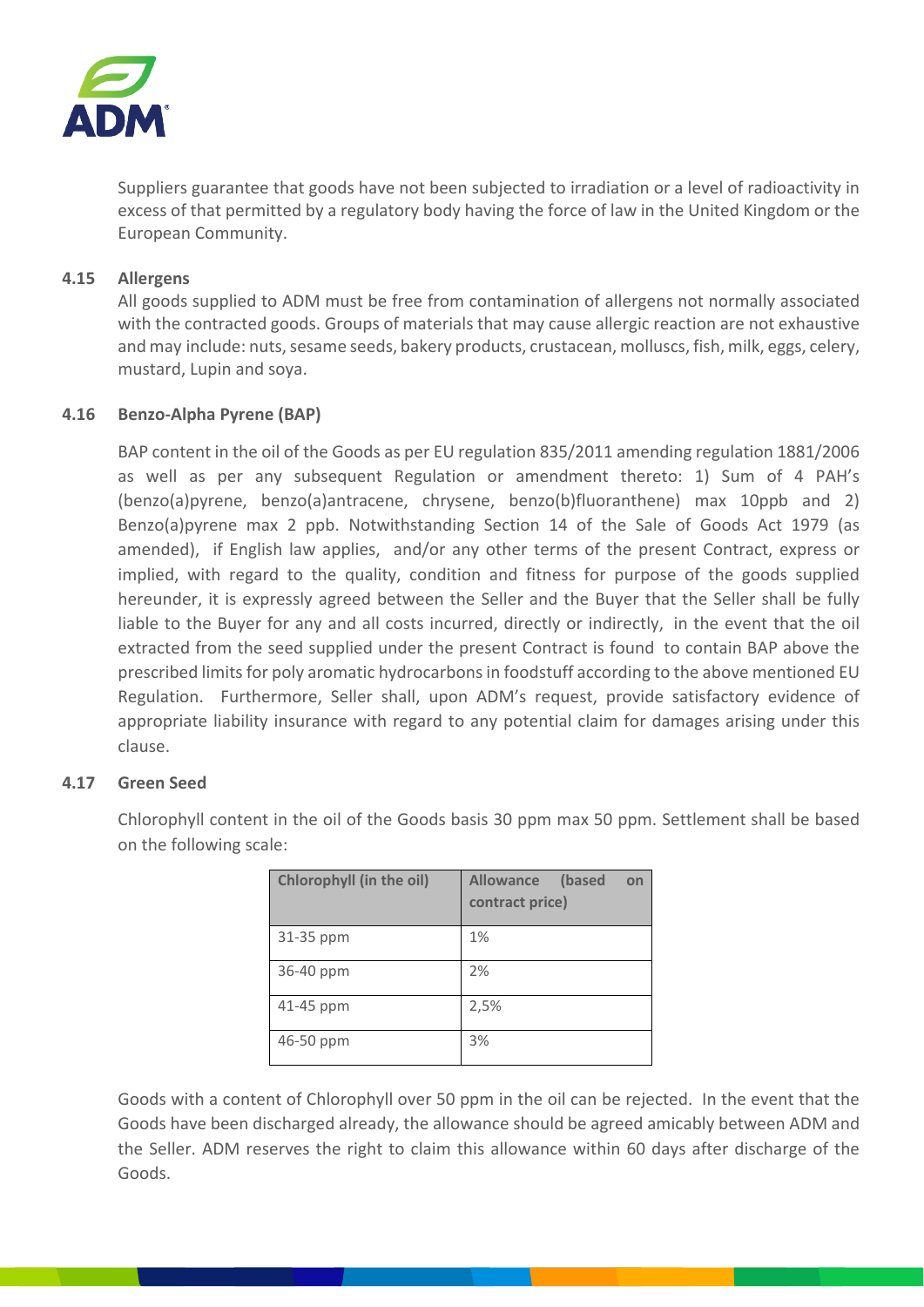Suppliers guarantee that goods have not been subjected to irradiation or a level of radioactivity in excess of that permitted by a regulatory body having the force of law in the United Kingdom or the European Community.

### 4.15 Allergens

All goods supplied to ADM must be free from contamination of allergens not normally associated with the contracted goods. Groups of materials that may cause allergic reaction are not exhaustive and may include: nuts, sesame seeds, bakery products, crustacean, molluscs, fish, milk, eggs, celery, mustard, Lupin and soya.

### 4.16 Benzo-Alpha Pyrene (BAP)

BAP content in the oil of the Goods as per EU regulation 835/2011 amending regulation 1881/2006 as well as per any subsequent Regulation or amendment thereto: 1) Sum of 4 PAH's (benzo(a)pyrene, benzo(a)antracene, chrysene, benzo(b)fluoranthene) max 10ppb and 2) Benzo(a)pyrene max 2 ppb. Notwithstanding Section 14 of the Sale of Goods Act 1979 (as amended), if English law applies, and/or any other terms of the present Contract, express or implied, with regard to the quality, condition and fitness for purpose of the goods supplied hereunder, it is expressly agreed between the Seller and the Buyer that the Seller shall be fully liable to the Buyer for any and all costs incurred, directly or indirectly, in the event that the oil extracted from the seed supplied under the present Contract is found to contain BAP above the prescribed limits for poly aromatic hydrocarbons in foodstuff according to the above mentioned EU Regulation. Furthermore, Seller shall, upon ADM's request, provide satisfactory evidence of appropriate liability insurance with regard to any potential claim for damages arising under this clause.

### 4.17 Green Seed

Chlorophyll content in the oil of the Goods basis 30 ppm max 50 ppm. Settlement shall be based on the following scale:

| Chlorophyll (in the oil) | Allowance (based on contract price) |
|---|---|
| 31-35 ppm | 1% |
| 36-40 ppm | 2% |
| 41-45 ppm | 2,5% |
| 46-50 ppm | 3% |

Goods with a content of Chlorophyll over 50 ppm in the oil can be rejected. In the event that the Goods have been discharged already, the allowance should be agreed amicably between ADM and the Seller. ADM reserves the right to claim this allowance within 60 days after discharge of the Goods.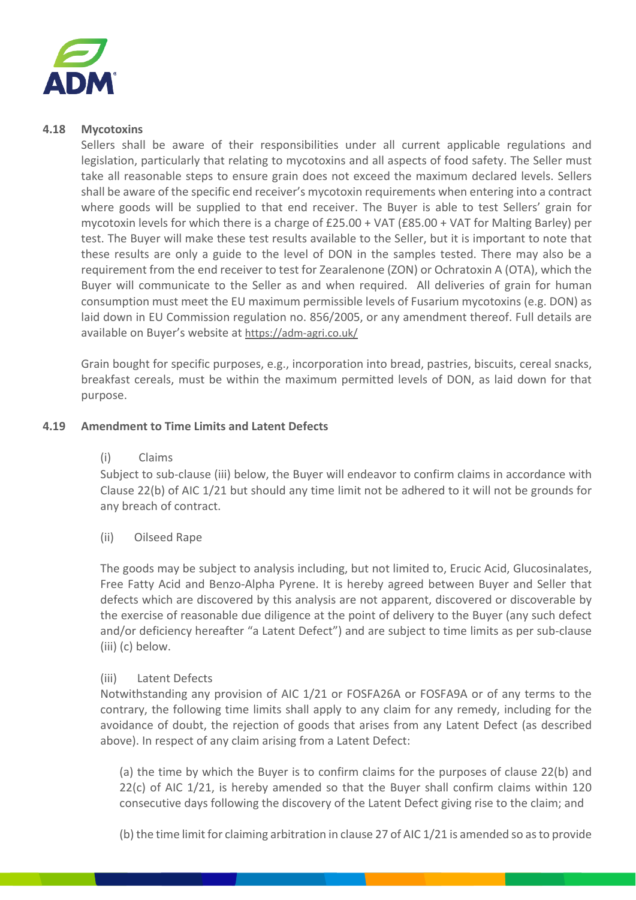### 4.18 Mycotoxins

Sellers shall be aware of their responsibilities under all current applicable regulations and legislation, particularly that relating to mycotoxins and all aspects of food safety. The Seller must take all reasonable steps to ensure grain does not exceed the maximum declared levels. Sellers shall be aware of the specific end receiver's mycotoxin requirements when entering into a contract where goods will be supplied to that end receiver. The Buyer is able to test Sellers' grain for mycotoxin levels for which there is a charge of £25.00 + VAT (£85.00 + VAT for Malting Barley) per test. The Buyer will make these test results available to the Seller, but it is important to note that these results are only a guide to the level of DON in the samples tested. There may also be a requirement from the end receiver to test for Zearalenone (ZON) or Ochratoxin A (OTA), which the Buyer will communicate to the Seller as and when required. All deliveries of grain for human consumption must meet the EU maximum permissible levels of Fusarium mycotoxins (e.g. DON) as laid down in EU Commission regulation no. 856/2005, or any amendment thereof. Full details are available on Buyer's website at https://adm-agri.co.uk/

Grain bought for specific purposes, e.g., incorporation into bread, pastries, biscuits, cereal snacks, breakfast cereals, must be within the maximum permitted levels of DON, as laid down for that purpose.

### 4.19 Amendment to Time Limits and Latent Defects

(i) Claims

Subject to sub-clause (iii) below, the Buyer will endeavor to confirm claims in accordance with Clause 22(b) of AIC 1/21 but should any time limit not be adhered to it will not be grounds for any breach of contract.

(ii) Oilseed Rape

The goods may be subject to analysis including, but not limited to, Erucic Acid, Glucosinalates, Free Fatty Acid and Benzo-Alpha Pyrene. It is hereby agreed between Buyer and Seller that defects which are discovered by this analysis are not apparent, discovered or discoverable by the exercise of reasonable due diligence at the point of delivery to the Buyer (any such defect and/or deficiency hereafter "a Latent Defect") and are subject to time limits as per sub-clause (iii) (c) below.

(iii) Latent Defects

Notwithstanding any provision of AIC 1/21 or FOSFA26A or FOSFA9A or of any terms to the contrary, the following time limits shall apply to any claim for any remedy, including for the avoidance of doubt, the rejection of goods that arises from any Latent Defect (as described above). In respect of any claim arising from a Latent Defect:

(a) the time by which the Buyer is to confirm claims for the purposes of clause 22(b) and 22(c) of AIC 1/21, is hereby amended so that the Buyer shall confirm claims within 120 consecutive days following the discovery of the Latent Defect giving rise to the claim; and

(b) the time limit for claiming arbitration in clause 27 of AIC 1/21 is amended so as to provide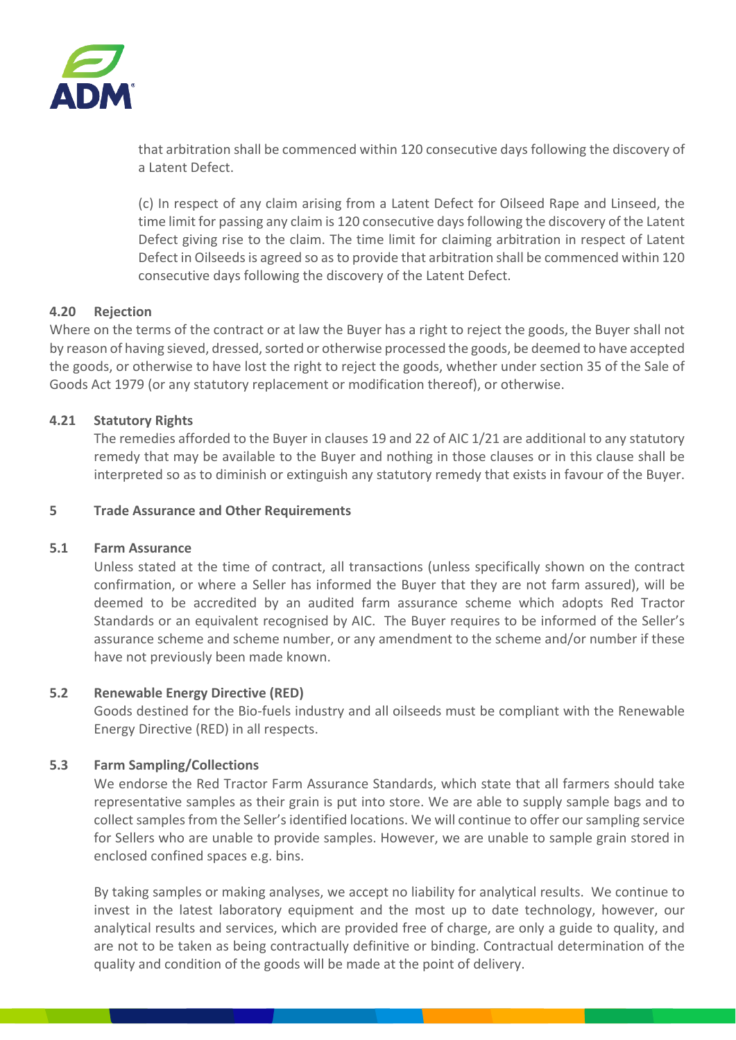that arbitration shall be commenced within 120 consecutive days following the discovery of a Latent Defect.

(c) In respect of any claim arising from a Latent Defect for Oilseed Rape and Linseed, the time limit for passing any claim is 120 consecutive days following the discovery of the Latent Defect giving rise to the claim. The time limit for claiming arbitration in respect of Latent Defect in Oilseeds is agreed so as to provide that arbitration shall be commenced within 120 consecutive days following the discovery of the Latent Defect.

### 4.20 Rejection

Where on the terms of the contract or at law the Buyer has a right to reject the goods, the Buyer shall not by reason of having sieved, dressed, sorted or otherwise processed the goods, be deemed to have accepted the goods, or otherwise to have lost the right to reject the goods, whether under section 35 of the Sale of Goods Act 1979 (or any statutory replacement or modification thereof), or otherwise.

### 4.21 Statutory Rights

The remedies afforded to the Buyer in clauses 19 and 22 of AIC 1/21 are additional to any statutory remedy that may be available to the Buyer and nothing in those clauses or in this clause shall be interpreted so as to diminish or extinguish any statutory remedy that exists in favour of the Buyer.

## 5 Trade Assurance and Other Requirements

### 5.1 Farm Assurance

Unless stated at the time of contract, all transactions (unless specifically shown on the contract confirmation, or where a Seller has informed the Buyer that they are not farm assured), will be deemed to be accredited by an audited farm assurance scheme which adopts Red Tractor Standards or an equivalent recognised by AIC. The Buyer requires to be informed of the Seller's assurance scheme and scheme number, or any amendment to the scheme and/or number if these have not previously been made known.

### 5.2 Renewable Energy Directive (RED)

Goods destined for the Bio-fuels industry and all oilseeds must be compliant with the Renewable Energy Directive (RED) in all respects.

### 5.3 Farm Sampling/Collections

We endorse the Red Tractor Farm Assurance Standards, which state that all farmers should take representative samples as their grain is put into store. We are able to supply sample bags and to collect samples from the Seller's identified locations. We will continue to offer our sampling service for Sellers who are unable to provide samples. However, we are unable to sample grain stored in enclosed confined spaces e.g. bins.

By taking samples or making analyses, we accept no liability for analytical results. We continue to invest in the latest laboratory equipment and the most up to date technology, however, our analytical results and services, which are provided free of charge, are only a guide to quality, and are not to be taken as being contractually definitive or binding. Contractual determination of the quality and condition of the goods will be made at the point of delivery.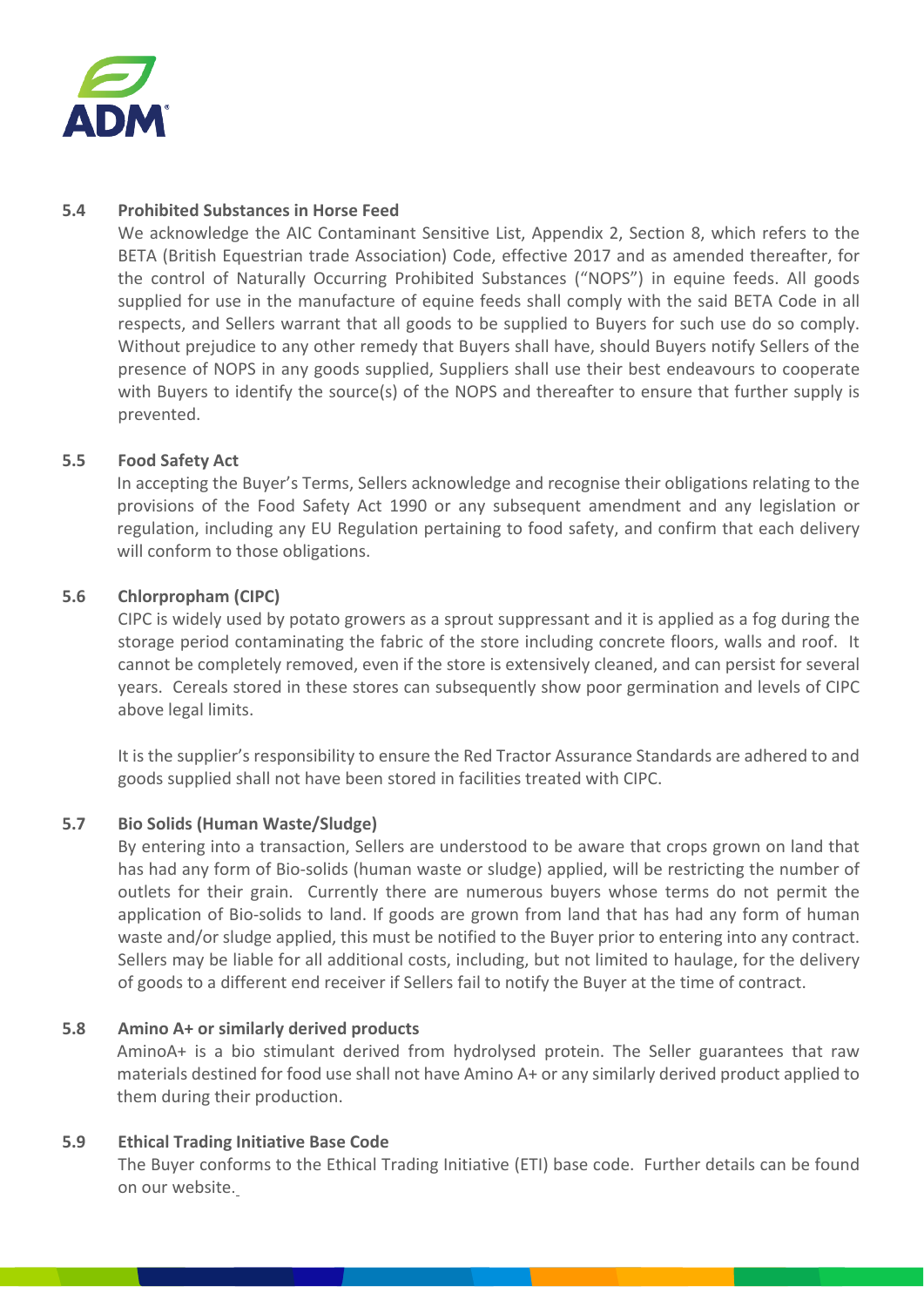### 5.4 Prohibited Substances in Horse Feed

We acknowledge the AIC Contaminant Sensitive List, Appendix 2, Section 8, which refers to the BETA (British Equestrian trade Association) Code, effective 2017 and as amended thereafter, for the control of Naturally Occurring Prohibited Substances ("NOPS") in equine feeds. All goods supplied for use in the manufacture of equine feeds shall comply with the said BETA Code in all respects, and Sellers warrant that all goods to be supplied to Buyers for such use do so comply. Without prejudice to any other remedy that Buyers shall have, should Buyers notify Sellers of the presence of NOPS in any goods supplied, Suppliers shall use their best endeavours to cooperate with Buyers to identify the source(s) of the NOPS and thereafter to ensure that further supply is prevented.

### 5.5 Food Safety Act

In accepting the Buyer's Terms, Sellers acknowledge and recognise their obligations relating to the provisions of the Food Safety Act 1990 or any subsequent amendment and any legislation or regulation, including any EU Regulation pertaining to food safety, and confirm that each delivery will conform to those obligations.

### 5.6 Chlorpropham (CIPC)

CIPC is widely used by potato growers as a sprout suppressant and it is applied as a fog during the storage period contaminating the fabric of the store including concrete floors, walls and roof. It cannot be completely removed, even if the store is extensively cleaned, and can persist for several years. Cereals stored in these stores can subsequently show poor germination and levels of CIPC above legal limits.

It is the supplier's responsibility to ensure the Red Tractor Assurance Standards are adhered to and goods supplied shall not have been stored in facilities treated with CIPC.

### 5.7 Bio Solids (Human Waste/Sludge)

By entering into a transaction, Sellers are understood to be aware that crops grown on land that has had any form of Bio-solids (human waste or sludge) applied, will be restricting the number of outlets for their grain. Currently there are numerous buyers whose terms do not permit the application of Bio-solids to land. If goods are grown from land that has had any form of human waste and/or sludge applied, this must be notified to the Buyer prior to entering into any contract. Sellers may be liable for all additional costs, including, but not limited to haulage, for the delivery of goods to a different end receiver if Sellers fail to notify the Buyer at the time of contract.

### 5.8 Amino A+ or similarly derived products

AminoA+ is a bio stimulant derived from hydrolysed protein. The Seller guarantees that raw materials destined for food use shall not have Amino A+ or any similarly derived product applied to them during their production.

### 5.9 Ethical Trading Initiative Base Code

The Buyer conforms to the Ethical Trading Initiative (ETI) base code. Further details can be found on our website.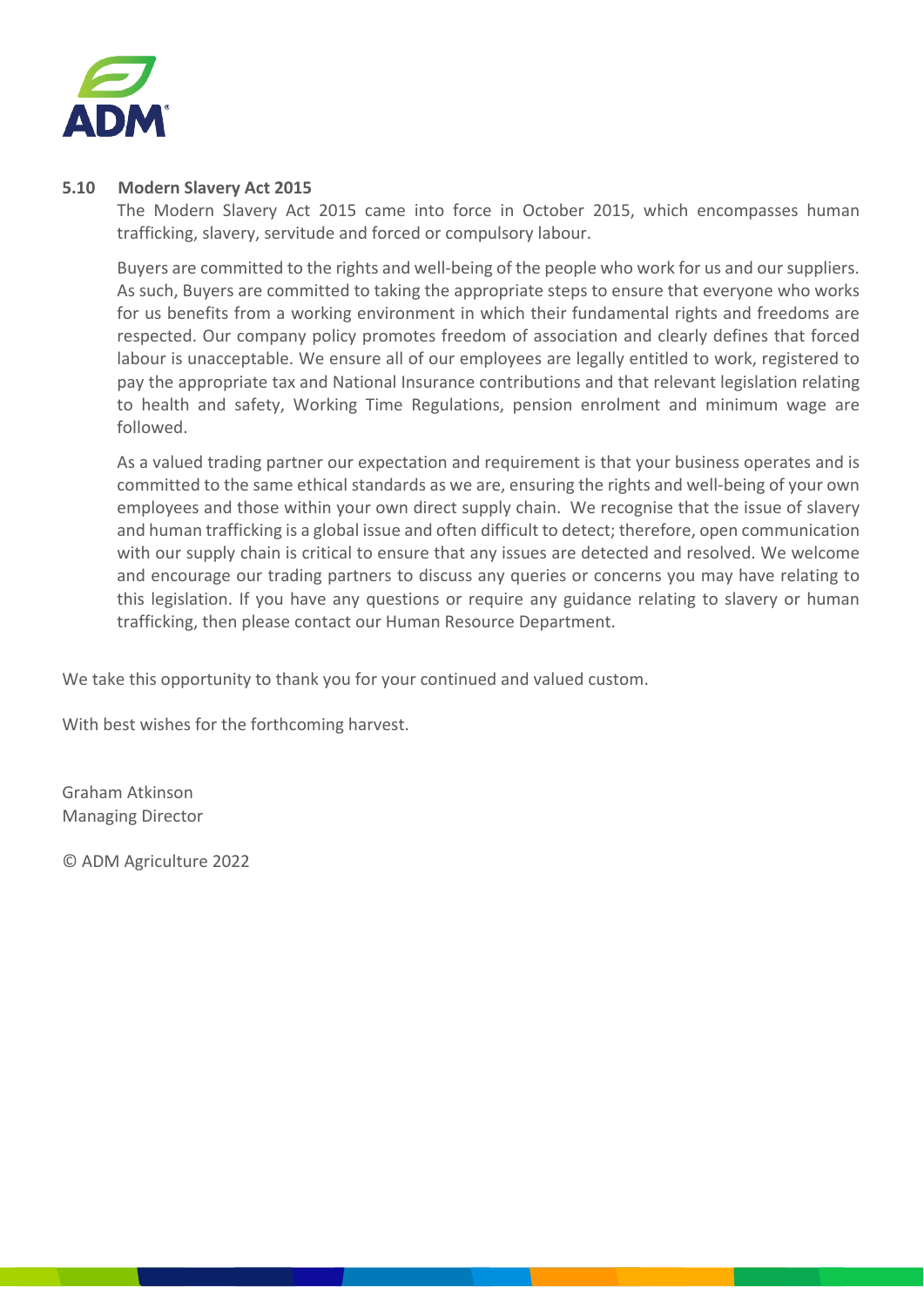### 5.10 Modern Slavery Act 2015

The Modern Slavery Act 2015 came into force in October 2015, which encompasses human trafficking, slavery, servitude and forced or compulsory labour.

Buyers are committed to the rights and well-being of the people who work for us and our suppliers. As such, Buyers are committed to taking the appropriate steps to ensure that everyone who works for us benefits from a working environment in which their fundamental rights and freedoms are respected. Our company policy promotes freedom of association and clearly defines that forced labour is unacceptable. We ensure all of our employees are legally entitled to work, registered to pay the appropriate tax and National Insurance contributions and that relevant legislation relating to health and safety, Working Time Regulations, pension enrolment and minimum wage are followed.

As a valued trading partner our expectation and requirement is that your business operates and is committed to the same ethical standards as we are, ensuring the rights and well-being of your own employees and those within your own direct supply chain. We recognise that the issue of slavery and human trafficking is a global issue and often difficult to detect; therefore, open communication with our supply chain is critical to ensure that any issues are detected and resolved. We welcome and encourage our trading partners to discuss any queries or concerns you may have relating to this legislation. If you have any questions or require any guidance relating to slavery or human trafficking, then please contact our Human Resource Department.

We take this opportunity to thank you for your continued and valued custom.

With best wishes for the forthcoming harvest.

Graham Atkinson
Managing Director

© ADM Agriculture 2022